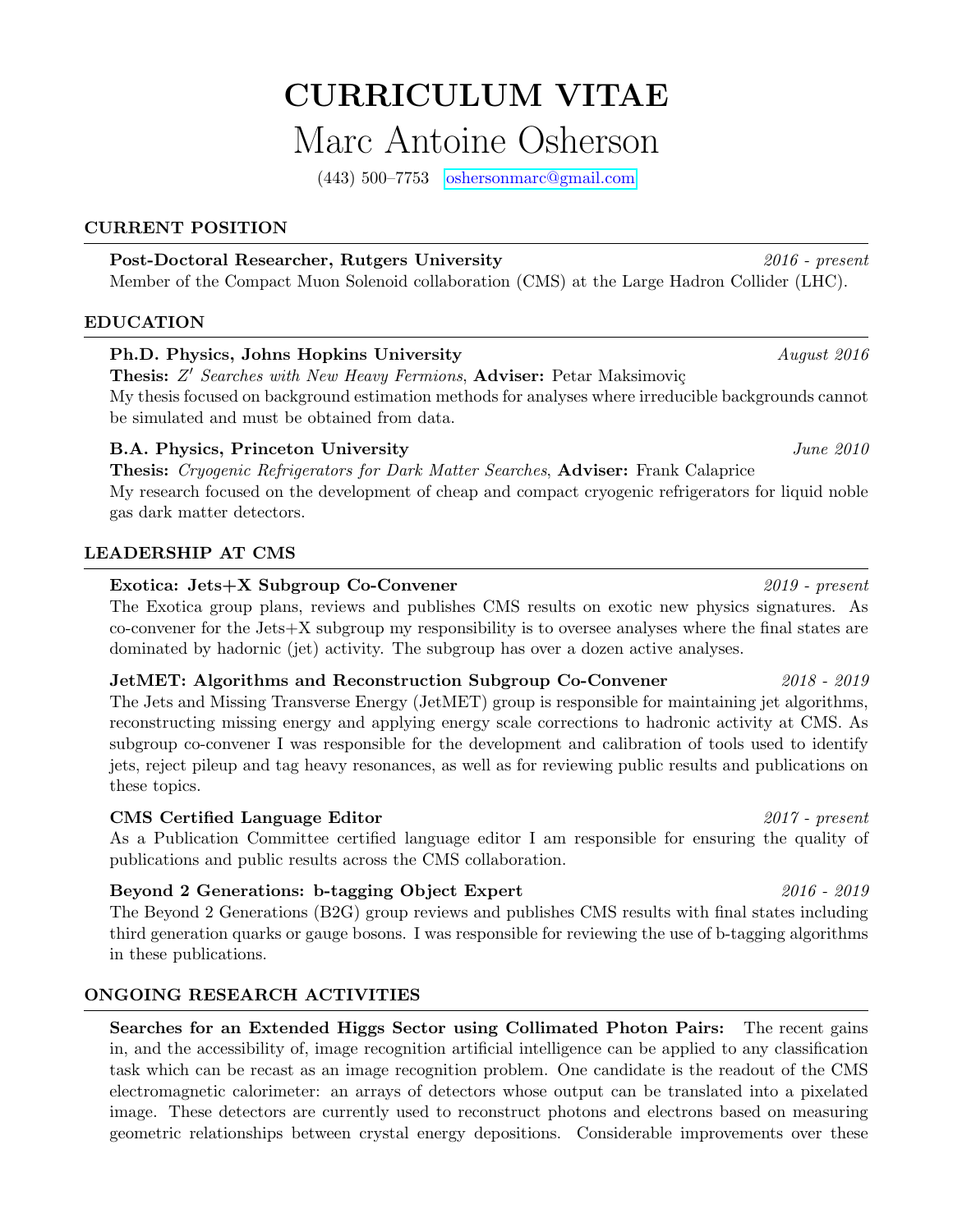# CURRICULUM VITAE

# Marc Antoine Osherson

(443) 500–7753 oshersonmarc@gmail.com

## CURRENT POSITION

**Post-Doctoral Researcher, Rutgers University** *2016 - present*

Member of the Compact Muon Solenoid collaboration (CMS) at the Large Hadron Collider (LHC).

## EDUCATION

**Ph.D. Physics, Johns Hopkins University** *August 2016*

**Thesis:** *$Z'$ Searches with New Heavy Fermions*, **Adviser:** Petar Maksimoviç

My thesis focused on background estimation methods for analyses where irreducible backgrounds cannot be simulated and must be obtained from data.

**B.A. Physics, Princeton University** *June 2010*

**Thesis:** *Cryogenic Refrigerators for Dark Matter Searches*, **Adviser:** Frank Calaprice

My research focused on the development of cheap and compact cryogenic refrigerators for liquid noble gas dark matter detectors.

## LEADERSHIP AT CMS

**Exotica: Jets+X Subgroup Co-Convener** *2019 - present*

The Exotica group plans, reviews and publishes CMS results on exotic new physics signatures. As co-convener for the Jets+X subgroup my responsibility is to oversee analyses where the final states are dominated by hadornic (jet) activity. The subgroup has over a dozen active analyses.

**JetMET: Algorithms and Reconstruction Subgroup Co-Convener** *2018 - 2019*

The Jets and Missing Transverse Energy (JetMET) group is responsible for maintaining jet algorithms, reconstructing missing energy and applying energy scale corrections to hadronic activity at CMS. As subgroup co-convener I was responsible for the development and calibration of tools used to identify jets, reject pileup and tag heavy resonances, as well as for reviewing public results and publications on these topics.

**CMS Certified Language Editor** *2017 - present*

As a Publication Committee certified language editor I am responsible for ensuring the quality of publications and public results across the CMS collaboration.

**Beyond 2 Generations: b-tagging Object Expert** *2016 - 2019*

The Beyond 2 Generations (B2G) group reviews and publishes CMS results with final states including third generation quarks or gauge bosons. I was responsible for reviewing the use of b-tagging algorithms in these publications.

## ONGOING RESEARCH ACTIVITIES

**Searches for an Extended Higgs Sector using Collimated Photon Pairs:** The recent gains in, and the accessibility of, image recognition artificial intelligence can be applied to any classification task which can be recast as an image recognition problem. One candidate is the readout of the CMS electromagnetic calorimeter: an arrays of detectors whose output can be translated into a pixelated image. These detectors are currently used to reconstruct photons and electrons based on measuring geometric relationships between crystal energy depositions. Considerable improvements over these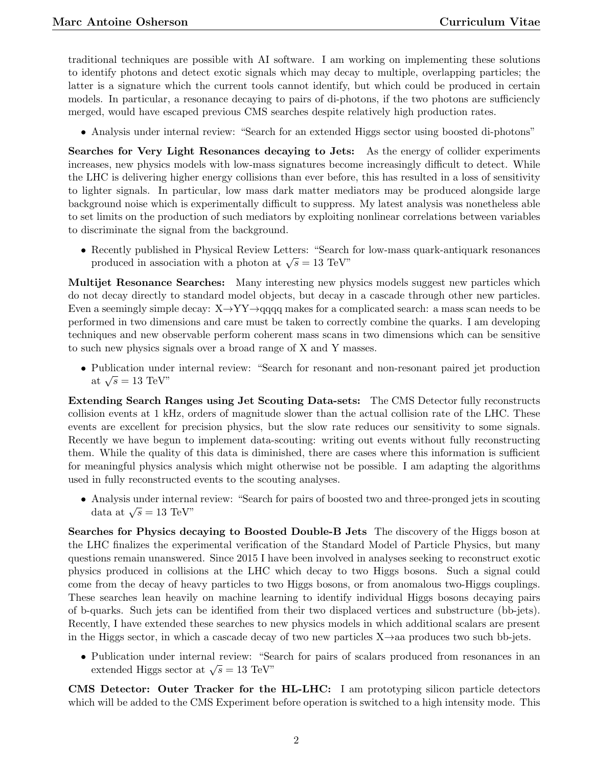traditional techniques are possible with AI software. I am working on implementing these solutions to identify photons and detect exotic signals which may decay to multiple, overlapping particles; the latter is a signature which the current tools cannot identify, but which could be produced in certain models. In particular, a resonance decaying to pairs of di-photons, if the two photons are sufficiencly merged, would have escaped previous CMS searches despite relatively high production rates.

- Analysis under internal review: "Search for an extended Higgs sector using boosted di-photons"

**Searches for Very Light Resonances decaying to Jets:** As the energy of collider experiments increases, new physics models with low-mass signatures become increasingly difficult to detect. While the LHC is delivering higher energy collisions than ever before, this has resulted in a loss of sensitivity to lighter signals. In particular, low mass dark matter mediators may be produced alongside large background noise which is experimentally difficult to suppress. My latest analysis was nonetheless able to set limits on the production of such mediators by exploiting nonlinear correlations between variables to discriminate the signal from the background.

- Recently published in Physical Review Letters: "Search for low-mass quark-antiquark resonances produced in association with a photon at $\sqrt{s} = 13$ TeV"

**Multijet Resonance Searches:** Many interesting new physics models suggest new particles which do not decay directly to standard model objects, but decay in a cascade through other new particles. Even a seemingly simple decay: X→YY→qqqq makes for a complicated search: a mass scan needs to be performed in two dimensions and care must be taken to correctly combine the quarks. I am developing techniques and new observable perform coherent mass scans in two dimensions which can be sensitive to such new physics signals over a broad range of X and Y masses.

- Publication under internal review: "Search for resonant and non-resonant paired jet production at $\sqrt{s} = 13$ TeV"

**Extending Search Ranges using Jet Scouting Data-sets:** The CMS Detector fully reconstructs collision events at 1 kHz, orders of magnitude slower than the actual collision rate of the LHC. These events are excellent for precision physics, but the slow rate reduces our sensitivity to some signals. Recently we have begun to implement data-scouting: writing out events without fully reconstructing them. While the quality of this data is diminished, there are cases where this information is sufficient for meaningful physics analysis which might otherwise not be possible. I am adapting the algorithms used in fully reconstructed events to the scouting analyses.

- Analysis under internal review: "Search for pairs of boosted two and three-pronged jets in scouting data at $\sqrt{s} = 13$ TeV"

**Searches for Physics decaying to Boosted Double-B Jets** The discovery of the Higgs boson at the LHC finalizes the experimental verification of the Standard Model of Particle Physics, but many questions remain unanswered. Since 2015 I have been involved in analyses seeking to reconstruct exotic physics produced in collisions at the LHC which decay to two Higgs bosons. Such a signal could come from the decay of heavy particles to two Higgs bosons, or from anomalous two-Higgs couplings. These searches lean heavily on machine learning to identify individual Higgs bosons decaying pairs of b-quarks. Such jets can be identified from their two displaced vertices and substructure (bb-jets). Recently, I have extended these searches to new physics models in which additional scalars are present in the Higgs sector, in which a cascade decay of two new particles X→aa produces two such bb-jets.

- Publication under internal review: "Search for pairs of scalars produced from resonances in an extended Higgs sector at $\sqrt{s} = 13$ TeV"

**CMS Detector: Outer Tracker for the HL-LHC:** I am prototyping silicon particle detectors which will be added to the CMS Experiment before operation is switched to a high intensity mode. This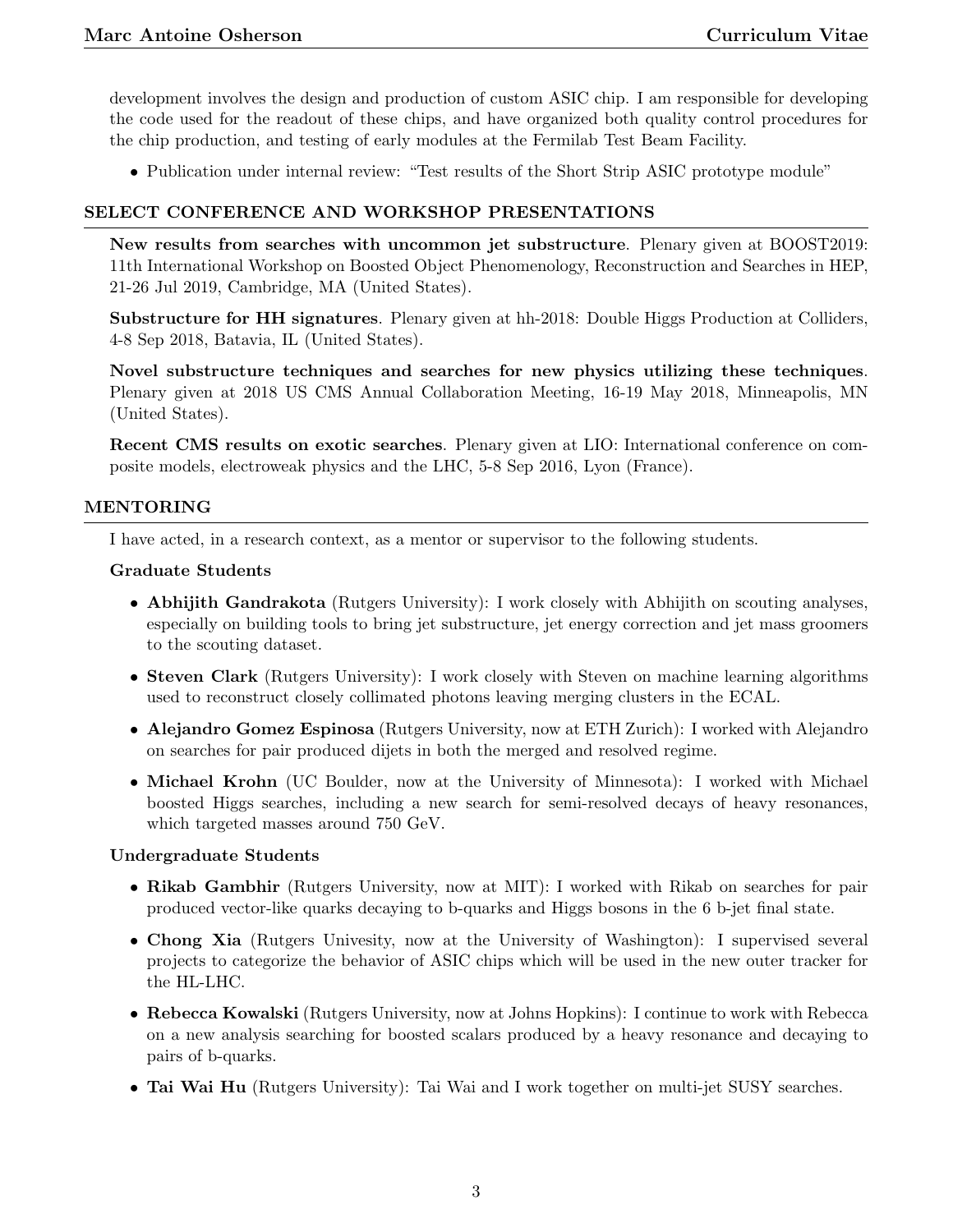development involves the design and production of custom ASIC chip. I am responsible for developing the code used for the readout of these chips, and have organized both quality control procedures for the chip production, and testing of early modules at the Fermilab Test Beam Facility.

- Publication under internal review: "Test results of the Short Strip ASIC prototype module"

## SELECT CONFERENCE AND WORKSHOP PRESENTATIONS

**New results from searches with uncommon jet substructure**. Plenary given at BOOST2019: 11th International Workshop on Boosted Object Phenomenology, Reconstruction and Searches in HEP, 21-26 Jul 2019, Cambridge, MA (United States).

**Substructure for HH signatures**. Plenary given at hh-2018: Double Higgs Production at Colliders, 4-8 Sep 2018, Batavia, IL (United States).

**Novel substructure techniques and searches for new physics utilizing these techniques**. Plenary given at 2018 US CMS Annual Collaboration Meeting, 16-19 May 2018, Minneapolis, MN (United States).

**Recent CMS results on exotic searches**. Plenary given at LIO: International conference on composite models, electroweak physics and the LHC, 5-8 Sep 2016, Lyon (France).

## MENTORING

I have acted, in a research context, as a mentor or supervisor to the following students.

### Graduate Students

- **Abhijith Gandrakota** (Rutgers University): I work closely with Abhijith on scouting analyses, especially on building tools to bring jet substructure, jet energy correction and jet mass groomers to the scouting dataset.
- **Steven Clark** (Rutgers University): I work closely with Steven on machine learning algorithms used to reconstruct closely collimated photons leaving merging clusters in the ECAL.
- **Alejandro Gomez Espinosa** (Rutgers University, now at ETH Zurich): I worked with Alejandro on searches for pair produced dijets in both the merged and resolved regime.
- **Michael Krohn** (UC Boulder, now at the University of Minnesota): I worked with Michael boosted Higgs searches, including a new search for semi-resolved decays of heavy resonances, which targeted masses around 750 GeV.

### Undergraduate Students

- **Rikab Gambhir** (Rutgers University, now at MIT): I worked with Rikab on searches for pair produced vector-like quarks decaying to b-quarks and Higgs bosons in the 6 b-jet final state.
- **Chong Xia** (Rutgers Univesity, now at the University of Washington): I supervised several projects to categorize the behavior of ASIC chips which will be used in the new outer tracker for the HL-LHC.
- **Rebecca Kowalski** (Rutgers University, now at Johns Hopkins): I continue to work with Rebecca on a new analysis searching for boosted scalars produced by a heavy resonance and decaying to pairs of b-quarks.
- **Tai Wai Hu** (Rutgers University): Tai Wai and I work together on multi-jet SUSY searches.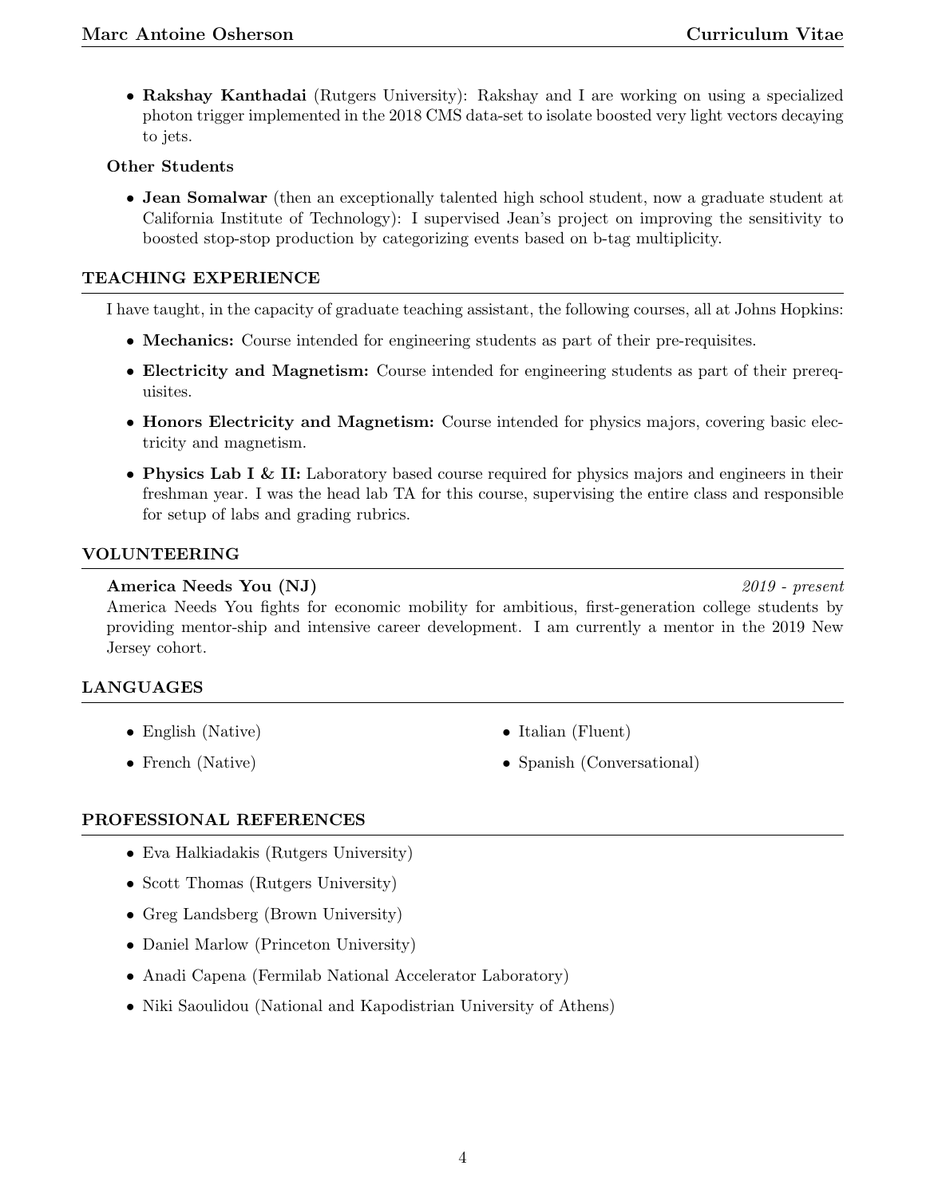- **Rakshay Kanthadai** (Rutgers University): Rakshay and I are working on using a specialized photon trigger implemented in the 2018 CMS data-set to isolate boosted very light vectors decaying to jets.

**Other Students**

- **Jean Somalwar** (then an exceptionally talented high school student, now a graduate student at California Institute of Technology): I supervised Jean's project on improving the sensitivity to boosted stop-stop production by categorizing events based on b-tag multiplicity.

## TEACHING EXPERIENCE

I have taught, in the capacity of graduate teaching assistant, the following courses, all at Johns Hopkins:

- **Mechanics:** Course intended for engineering students as part of their pre-requisites.
- **Electricity and Magnetism:** Course intended for engineering students as part of their prerequisites.
- **Honors Electricity and Magnetism:** Course intended for physics majors, covering basic electricity and magnetism.
- **Physics Lab I & II:** Laboratory based course required for physics majors and engineers in their freshman year. I was the head lab TA for this course, supervising the entire class and responsible for setup of labs and grading rubrics.

## VOLUNTEERING

**America Needs You (NJ)** *2019 - present*

America Needs You fights for economic mobility for ambitious, first-generation college students by providing mentor-ship and intensive career development. I am currently a mentor in the 2019 New Jersey cohort.

## LANGUAGES

- English (Native)
- French (Native)
- Italian (Fluent)
- Spanish (Conversational)

## PROFESSIONAL REFERENCES

- Eva Halkiadakis (Rutgers University)
- Scott Thomas (Rutgers University)
- Greg Landsberg (Brown University)
- Daniel Marlow (Princeton University)
- Anadi Capena (Fermilab National Accelerator Laboratory)
- Niki Saoulidou (National and Kapodistrian University of Athens)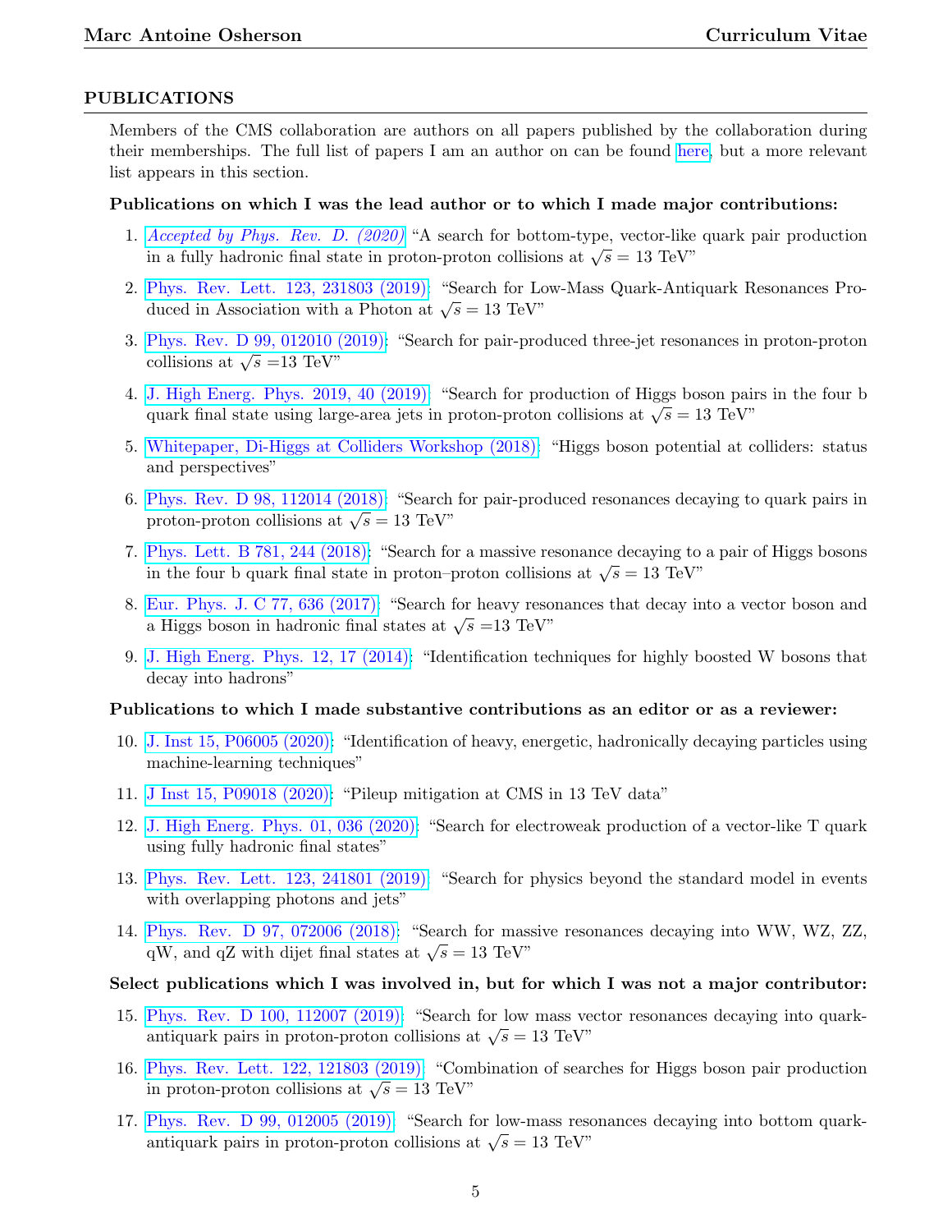## PUBLICATIONS

Members of the CMS collaboration are authors on all papers published by the collaboration during their memberships. The full list of papers I am an author on can be found here, but a more relevant list appears in this section.

**Publications on which I was the lead author or to which I made major contributions:**

1. *Accepted by Phys. Rev. D. (2020)* "A search for bottom-type, vector-like quark pair production in a fully hadronic final state in proton-proton collisions at $\sqrt{s}$ = 13 TeV"
2. Phys. Rev. Lett. 123, 231803 (2019): "Search for Low-Mass Quark-Antiquark Resonances Produced in Association with a Photon at $\sqrt{s}$ = 13 TeV"
3. Phys. Rev. D 99, 012010 (2019): "Search for pair-produced three-jet resonances in proton-proton collisions at $\sqrt{s}$ =13 TeV"
4. J. High Energ. Phys. 2019, 40 (2019): "Search for production of Higgs boson pairs in the four b quark final state using large-area jets in proton-proton collisions at $\sqrt{s}$ = 13 TeV"
5. Whitepaper, Di-Higgs at Colliders Workshop (2018): "Higgs boson potential at colliders: status and perspectives"
6. Phys. Rev. D 98, 112014 (2018): "Search for pair-produced resonances decaying to quark pairs in proton-proton collisions at $\sqrt{s}$ = 13 TeV"
7. Phys. Lett. B 781, 244 (2018): "Search for a massive resonance decaying to a pair of Higgs bosons in the four b quark final state in proton–proton collisions at $\sqrt{s}$ = 13 TeV"
8. Eur. Phys. J. C 77, 636 (2017): "Search for heavy resonances that decay into a vector boson and a Higgs boson in hadronic final states at $\sqrt{s}$ =13 TeV"
9. J. High Energ. Phys. 12, 17 (2014): "Identification techniques for highly boosted W bosons that decay into hadrons"

**Publications to which I made substantive contributions as an editor or as a reviewer:**

10. J. Inst 15, P06005 (2020): "Identification of heavy, energetic, hadronically decaying particles using machine-learning techniques"
11. J Inst 15, P09018 (2020): "Pileup mitigation at CMS in 13 TeV data"
12. J. High Energ. Phys. 01, 036 (2020): "Search for electroweak production of a vector-like T quark using fully hadronic final states"
13. Phys. Rev. Lett. 123, 241801 (2019): "Search for physics beyond the standard model in events with overlapping photons and jets"
14. Phys. Rev. D 97, 072006 (2018): "Search for massive resonances decaying into WW, WZ, ZZ, qW, and qZ with dijet final states at $\sqrt{s}$ = 13 TeV"

**Select publications which I was involved in, but for which I was not a major contributor:**

15. Phys. Rev. D 100, 112007 (2019): "Search for low mass vector resonances decaying into quark-antiquark pairs in proton-proton collisions at $\sqrt{s}$ = 13 TeV"
16. Phys. Rev. Lett. 122, 121803 (2019): "Combination of searches for Higgs boson pair production in proton-proton collisions at $\sqrt{s}$ = 13 TeV"
17. Phys. Rev. D 99, 012005 (2019): "Search for low-mass resonances decaying into bottom quark-antiquark pairs in proton-proton collisions at $\sqrt{s}$ = 13 TeV"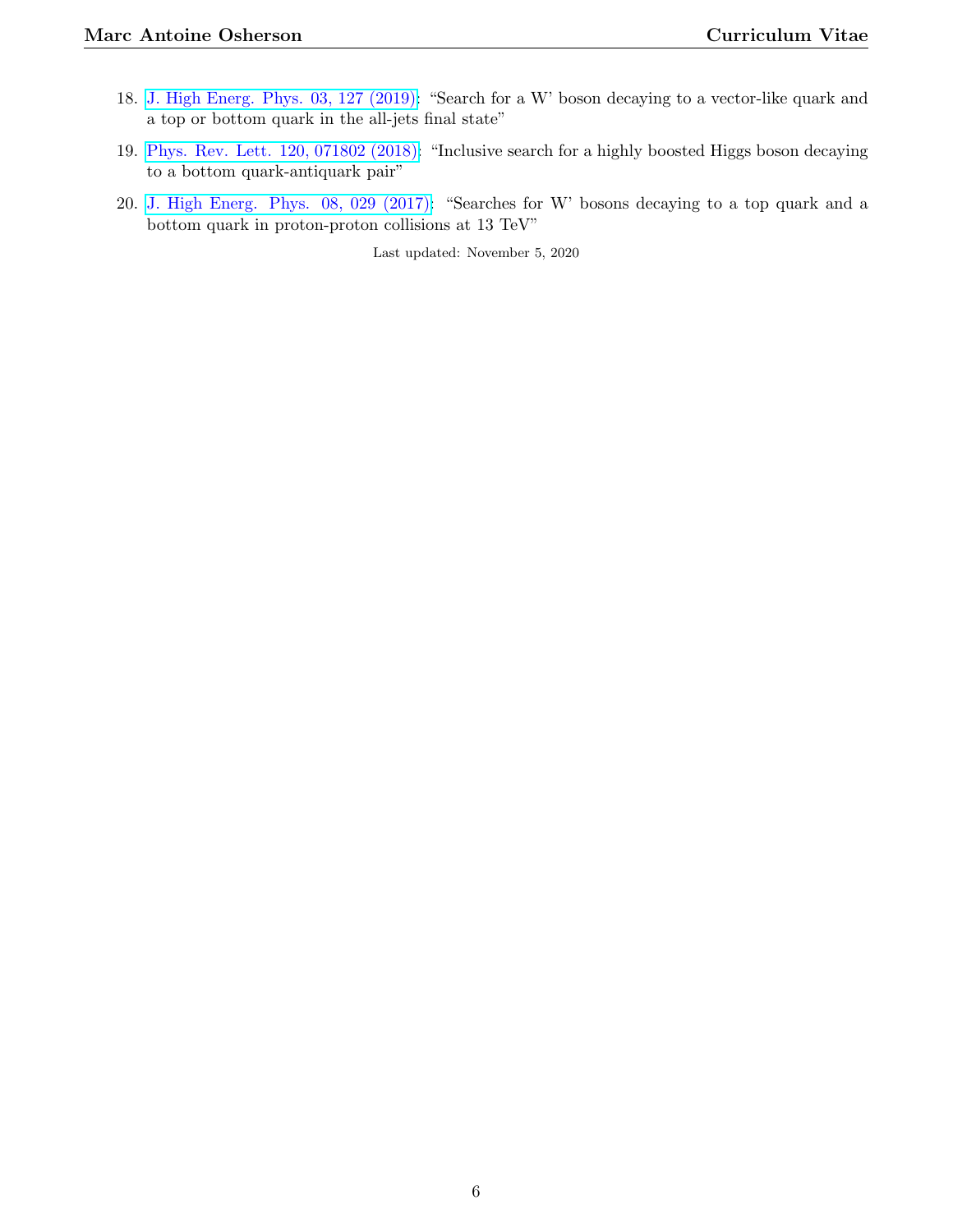18. J. High Energ. Phys. 03, 127 (2019): "Search for a W' boson decaying to a vector-like quark and a top or bottom quark in the all-jets final state"

19. Phys. Rev. Lett. 120, 071802 (2018): "Inclusive search for a highly boosted Higgs boson decaying to a bottom quark-antiquark pair"

20. J. High Energ. Phys. 08, 029 (2017): "Searches for W' bosons decaying to a top quark and a bottom quark in proton-proton collisions at 13 TeV"

Last updated: November 5, 2020